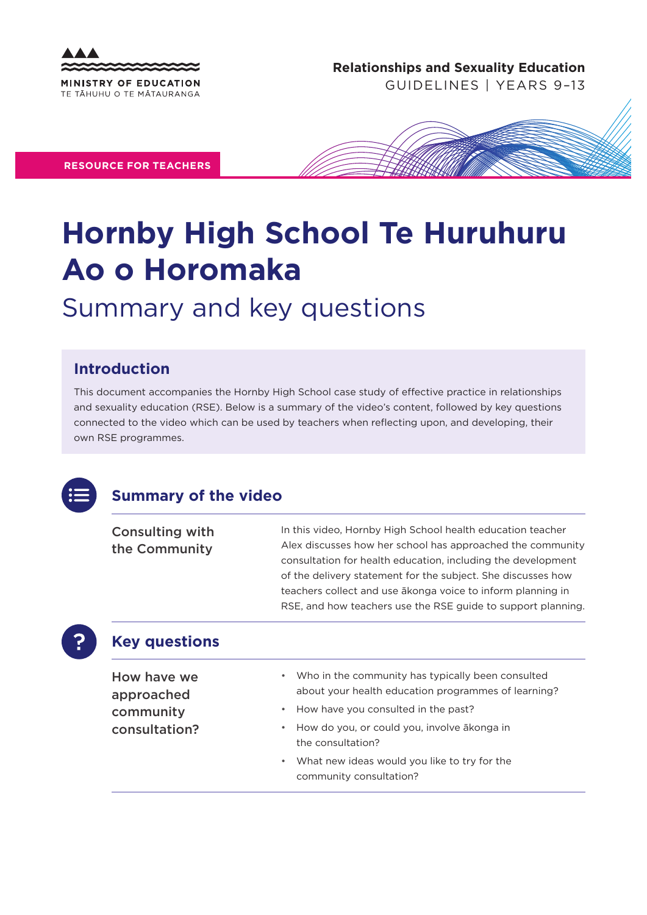MINISTRY OF EDUCATION
TE TĀHUHU O TE MĀTAURANGA

**Relationships and Sexuality Education**
GUIDELINES | YEARS 9–13

**RESOURCE FOR TEACHERS**

# Hornby High School Te Huruhuru Ao o Horomaka

## Summary and key questions

### Introduction

This document accompanies the Hornby High School case study of effective practice in relationships and sexuality education (RSE). Below is a summary of the video's content, followed by key questions connected to the video which can be used by teachers when reflecting upon, and developing, their own RSE programmes.

### Summary of the video

**Consulting with the Community**

In this video, Hornby High School health education teacher Alex discusses how her school has approached the community consultation for health education, including the development of the delivery statement for the subject. She discusses how teachers collect and use ākonga voice to inform planning in RSE, and how teachers use the RSE guide to support planning.

### Key questions

**How have we approached community consultation?**

- Who in the community has typically been consulted about your health education programmes of learning?
- How have you consulted in the past?
- How do you, or could you, involve ākonga in the consultation?
- What new ideas would you like to try for the community consultation?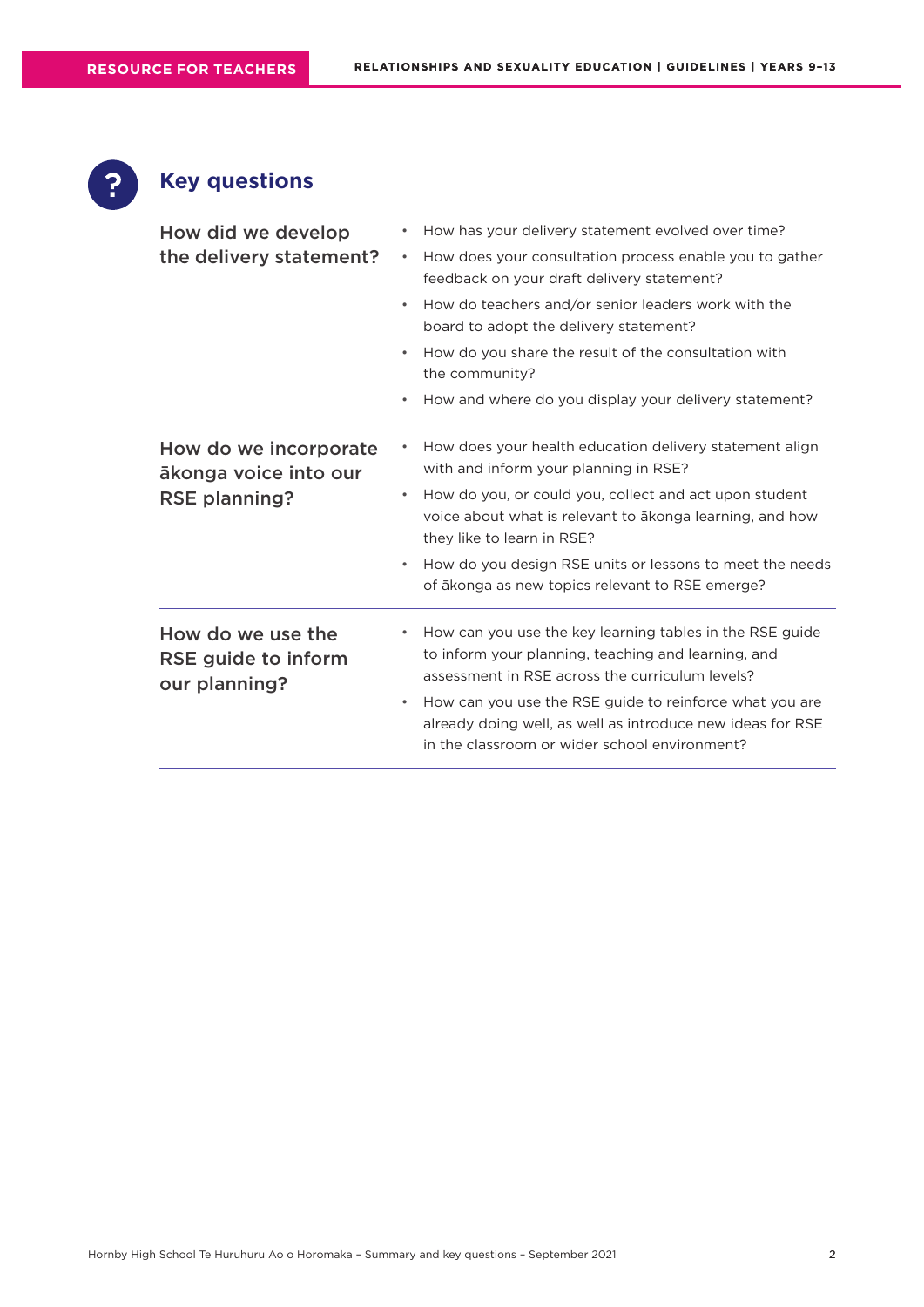## Key questions

| | |
|---|---|
| **How did we develop the delivery statement?** | • How has your delivery statement evolved over time?<br>• How does your consultation process enable you to gather feedback on your draft delivery statement?<br>• How do teachers and/or senior leaders work with the board to adopt the delivery statement?<br>• How do you share the result of the consultation with the community?<br>• How and where do you display your delivery statement? |
| **How do we incorporate ākonga voice into our RSE planning?** | • How does your health education delivery statement align with and inform your planning in RSE?<br>• How do you, or could you, collect and act upon student voice about what is relevant to ākonga learning, and how they like to learn in RSE?<br>• How do you design RSE units or lessons to meet the needs of ākonga as new topics relevant to RSE emerge? |
| **How do we use the RSE guide to inform our planning?** | • How can you use the key learning tables in the RSE guide to inform your planning, teaching and learning, and assessment in RSE across the curriculum levels?<br>• How can you use the RSE guide to reinforce what you are already doing well, as well as introduce new ideas for RSE in the classroom or wider school environment? |